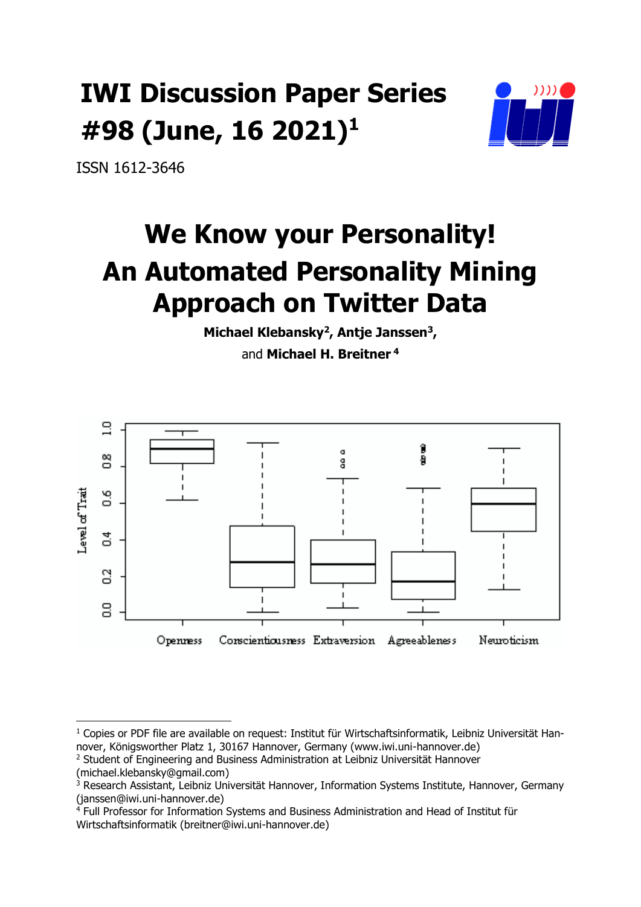# IWI Discussion Paper Series #98 (June, 16 2021)[1]

ISSN 1612-3646

# We Know your Personality! An Automated Personality Mining Approach on Twitter Data

**Michael Klebansky**[2], **Antje Janssen**[3], and **Michael H. Breitner**[4]

---

[1] Copies or PDF file are available on request: Institut für Wirtschaftsinformatik, Leibniz Universität Hannover, Königsworther Platz 1, 30167 Hannover, Germany (www.iwi.uni-hannover.de)

[2] Student of Engineering and Business Administration at Leibniz Universität Hannover (michael.klebansky@gmail.com)

[3] Research Assistant, Leibniz Universität Hannover, Information Systems Institute, Hannover, Germany (janssen@iwi.uni-hannover.de)

[4] Full Professor for Information Systems and Business Administration and Head of Institut für Wirtschaftsinformatik (breitner@iwi.uni-hannover.de)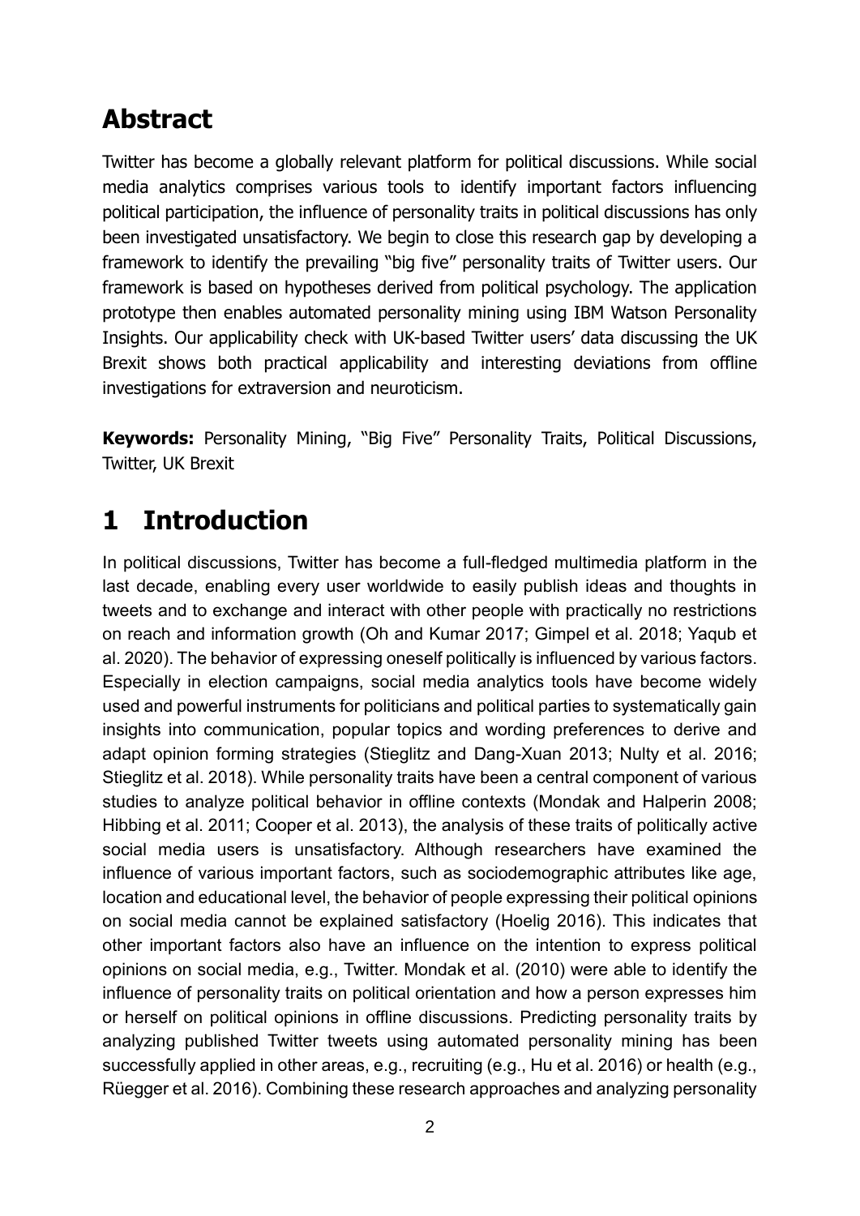# Abstract

Twitter has become a globally relevant platform for political discussions. While social media analytics comprises various tools to identify important factors influencing political participation, the influence of personality traits in political discussions has only been investigated unsatisfactory. We begin to close this research gap by developing a framework to identify the prevailing "big five" personality traits of Twitter users. Our framework is based on hypotheses derived from political psychology. The application prototype then enables automated personality mining using IBM Watson Personality Insights. Our applicability check with UK-based Twitter users' data discussing the UK Brexit shows both practical applicability and interesting deviations from offline investigations for extraversion and neuroticism.

**Keywords:** Personality Mining, "Big Five" Personality Traits, Political Discussions, Twitter, UK Brexit

# 1 Introduction

In political discussions, Twitter has become a full-fledged multimedia platform in the last decade, enabling every user worldwide to easily publish ideas and thoughts in tweets and to exchange and interact with other people with practically no restrictions on reach and information growth (Oh and Kumar 2017; Gimpel et al. 2018; Yaqub et al. 2020). The behavior of expressing oneself politically is influenced by various factors. Especially in election campaigns, social media analytics tools have become widely used and powerful instruments for politicians and political parties to systematically gain insights into communication, popular topics and wording preferences to derive and adapt opinion forming strategies (Stieglitz and Dang-Xuan 2013; Nulty et al. 2016; Stieglitz et al. 2018). While personality traits have been a central component of various studies to analyze political behavior in offline contexts (Mondak and Halperin 2008; Hibbing et al. 2011; Cooper et al. 2013), the analysis of these traits of politically active social media users is unsatisfactory. Although researchers have examined the influence of various important factors, such as sociodemographic attributes like age, location and educational level, the behavior of people expressing their political opinions on social media cannot be explained satisfactory (Hoelig 2016). This indicates that other important factors also have an influence on the intention to express political opinions on social media, e.g., Twitter. Mondak et al. (2010) were able to identify the influence of personality traits on political orientation and how a person expresses him or herself on political opinions in offline discussions. Predicting personality traits by analyzing published Twitter tweets using automated personality mining has been successfully applied in other areas, e.g., recruiting (e.g., Hu et al. 2016) or health (e.g., Rüegger et al. 2016). Combining these research approaches and analyzing personality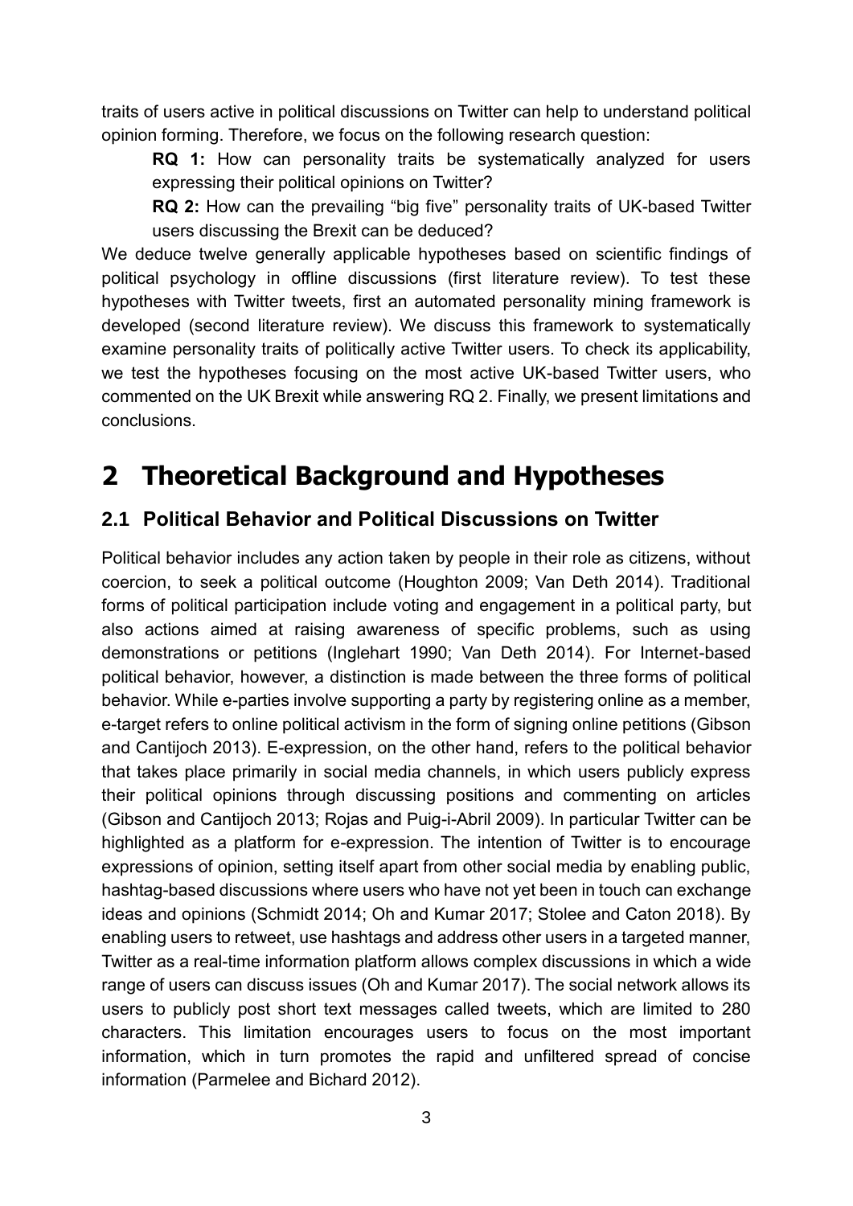traits of users active in political discussions on Twitter can help to understand political opinion forming. Therefore, we focus on the following research question:

> **RQ 1:** How can personality traits be systematically analyzed for users expressing their political opinions on Twitter?
>
> **RQ 2:** How can the prevailing "big five" personality traits of UK-based Twitter users discussing the Brexit can be deduced?

We deduce twelve generally applicable hypotheses based on scientific findings of political psychology in offline discussions (first literature review). To test these hypotheses with Twitter tweets, first an automated personality mining framework is developed (second literature review). We discuss this framework to systematically examine personality traits of politically active Twitter users. To check its applicability, we test the hypotheses focusing on the most active UK-based Twitter users, who commented on the UK Brexit while answering RQ 2. Finally, we present limitations and conclusions.

# 2 Theoretical Background and Hypotheses

## 2.1 Political Behavior and Political Discussions on Twitter

Political behavior includes any action taken by people in their role as citizens, without coercion, to seek a political outcome (Houghton 2009; Van Deth 2014). Traditional forms of political participation include voting and engagement in a political party, but also actions aimed at raising awareness of specific problems, such as using demonstrations or petitions (Inglehart 1990; Van Deth 2014). For Internet-based political behavior, however, a distinction is made between the three forms of political behavior. While e-parties involve supporting a party by registering online as a member, e-target refers to online political activism in the form of signing online petitions (Gibson and Cantijoch 2013). E-expression, on the other hand, refers to the political behavior that takes place primarily in social media channels, in which users publicly express their political opinions through discussing positions and commenting on articles (Gibson and Cantijoch 2013; Rojas and Puig-i-Abril 2009). In particular Twitter can be highlighted as a platform for e-expression. The intention of Twitter is to encourage expressions of opinion, setting itself apart from other social media by enabling public, hashtag-based discussions where users who have not yet been in touch can exchange ideas and opinions (Schmidt 2014; Oh and Kumar 2017; Stolee and Caton 2018). By enabling users to retweet, use hashtags and address other users in a targeted manner, Twitter as a real-time information platform allows complex discussions in which a wide range of users can discuss issues (Oh and Kumar 2017). The social network allows its users to publicly post short text messages called tweets, which are limited to 280 characters. This limitation encourages users to focus on the most important information, which in turn promotes the rapid and unfiltered spread of concise information (Parmelee and Bichard 2012).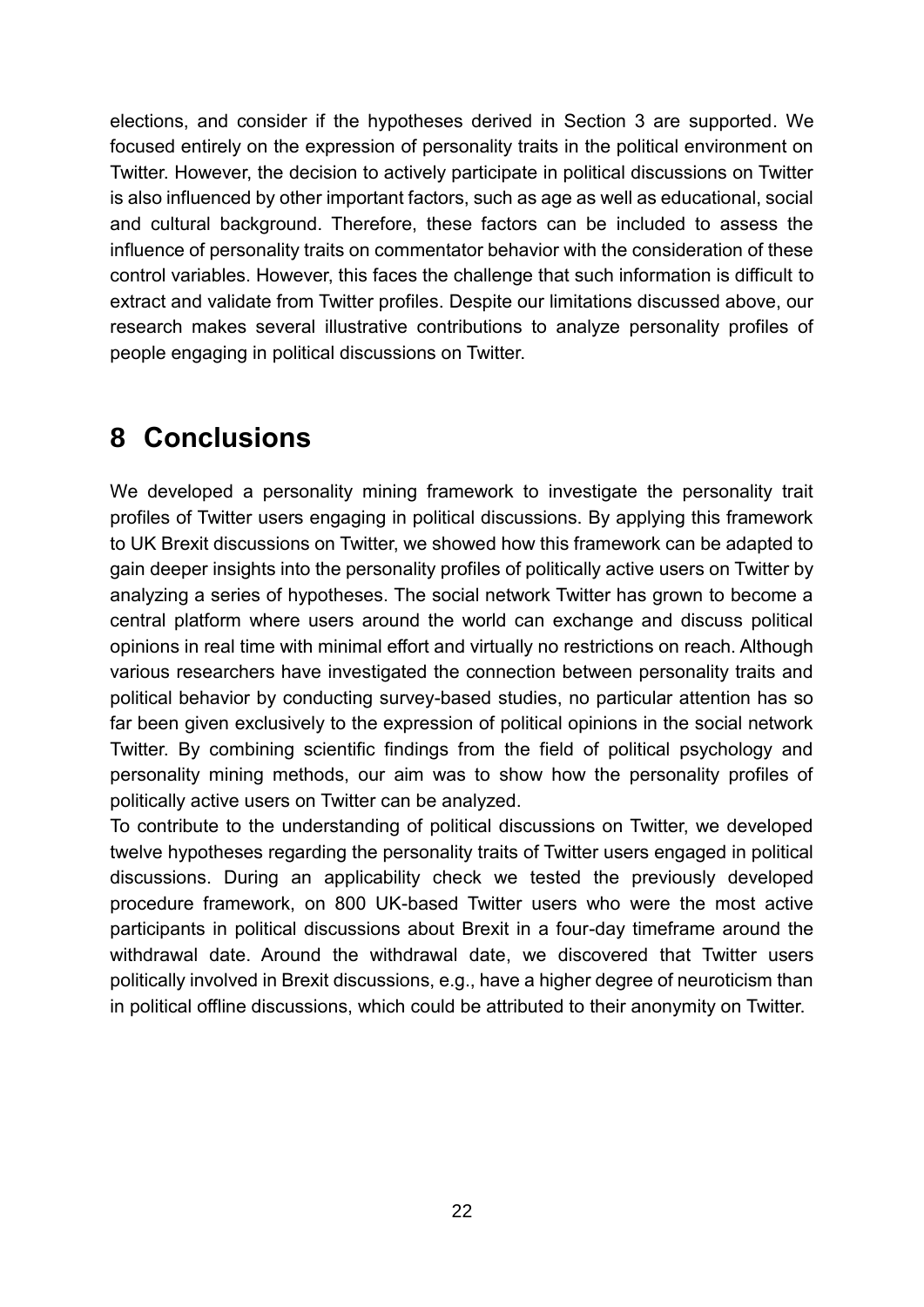elections, and consider if the hypotheses derived in Section 3 are supported. We focused entirely on the expression of personality traits in the political environment on Twitter. However, the decision to actively participate in political discussions on Twitter is also influenced by other important factors, such as age as well as educational, social and cultural background. Therefore, these factors can be included to assess the influence of personality traits on commentator behavior with the consideration of these control variables. However, this faces the challenge that such information is difficult to extract and validate from Twitter profiles. Despite our limitations discussed above, our research makes several illustrative contributions to analyze personality profiles of people engaging in political discussions on Twitter.

# 8 Conclusions

We developed a personality mining framework to investigate the personality trait profiles of Twitter users engaging in political discussions. By applying this framework to UK Brexit discussions on Twitter, we showed how this framework can be adapted to gain deeper insights into the personality profiles of politically active users on Twitter by analyzing a series of hypotheses. The social network Twitter has grown to become a central platform where users around the world can exchange and discuss political opinions in real time with minimal effort and virtually no restrictions on reach. Although various researchers have investigated the connection between personality traits and political behavior by conducting survey-based studies, no particular attention has so far been given exclusively to the expression of political opinions in the social network Twitter. By combining scientific findings from the field of political psychology and personality mining methods, our aim was to show how the personality profiles of politically active users on Twitter can be analyzed.

To contribute to the understanding of political discussions on Twitter, we developed twelve hypotheses regarding the personality traits of Twitter users engaged in political discussions. During an applicability check we tested the previously developed procedure framework, on 800 UK-based Twitter users who were the most active participants in political discussions about Brexit in a four-day timeframe around the withdrawal date. Around the withdrawal date, we discovered that Twitter users politically involved in Brexit discussions, e.g., have a higher degree of neuroticism than in political offline discussions, which could be attributed to their anonymity on Twitter.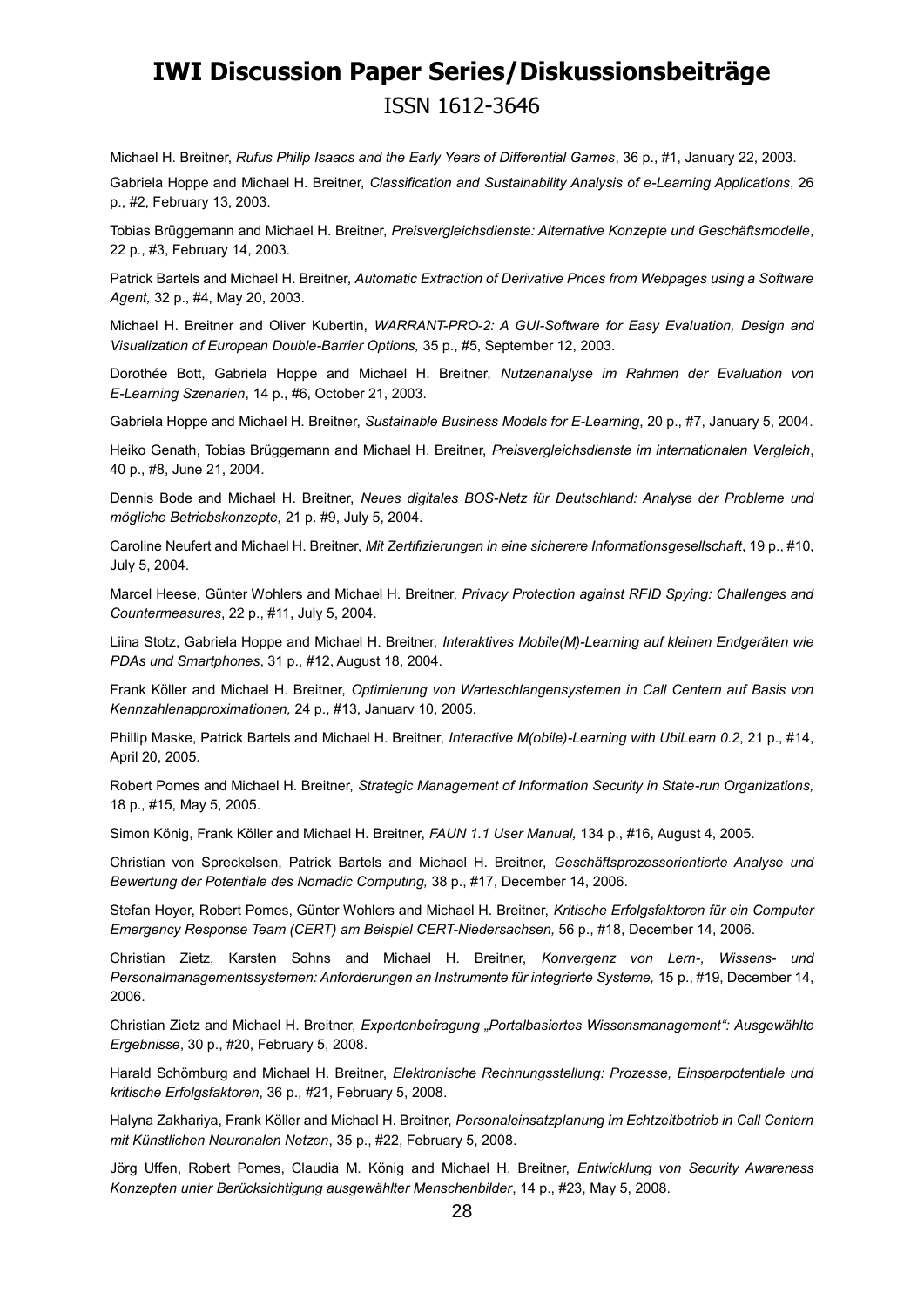# IWI Discussion Paper Series/Diskussionsbeiträge

ISSN 1612-3646

Michael H. Breitner, *Rufus Philip Isaacs and the Early Years of Differential Games*, 36 p., #1, January 22, 2003.

Gabriela Hoppe and Michael H. Breitner, *Classification and Sustainability Analysis of e-Learning Applications*, 26 p., #2, February 13, 2003.

Tobias Brüggemann and Michael H. Breitner, *Preisvergleichsdienste: Alternative Konzepte und Geschäftsmodelle*, 22 p., #3, February 14, 2003.

Patrick Bartels and Michael H. Breitner, *Automatic Extraction of Derivative Prices from Webpages using a Software Agent,* 32 p., #4, May 20, 2003.

Michael H. Breitner and Oliver Kubertin, *WARRANT-PRO-2: A GUI-Software for Easy Evaluation, Design and Visualization of European Double-Barrier Options,* 35 p., #5, September 12, 2003.

Dorothée Bott, Gabriela Hoppe and Michael H. Breitner, *Nutzenanalyse im Rahmen der Evaluation von E-Learning Szenarien*, 14 p., #6, October 21, 2003.

Gabriela Hoppe and Michael H. Breitner, *Sustainable Business Models for E-Learning*, 20 p., #7, January 5, 2004.

Heiko Genath, Tobias Brüggemann and Michael H. Breitner, *Preisvergleichsdienste im internationalen Vergleich*, 40 p., #8, June 21, 2004.

Dennis Bode and Michael H. Breitner, *Neues digitales BOS-Netz für Deutschland: Analyse der Probleme und mögliche Betriebskonzepte,* 21 p. #9, July 5, 2004.

Caroline Neufert and Michael H. Breitner, *Mit Zertifizierungen in eine sicherere Informationsgesellschaft*, 19 p., #10, July 5, 2004.

Marcel Heese, Günter Wohlers and Michael H. Breitner, *Privacy Protection against RFID Spying: Challenges and Countermeasures*, 22 p., #11, July 5, 2004.

Liina Stotz, Gabriela Hoppe and Michael H. Breitner, *Interaktives Mobile(M)-Learning auf kleinen Endgeräten wie PDAs und Smartphones*, 31 p., #12, August 18, 2004.

Frank Köller and Michael H. Breitner, *Optimierung von Warteschlangensystemen in Call Centern auf Basis von Kennzahlenapproximationen,* 24 p., #13, January 10, 2005.

Phillip Maske, Patrick Bartels and Michael H. Breitner, *Interactive M(obile)-Learning with UbiLearn 0.2*, 21 p., #14, April 20, 2005.

Robert Pomes and Michael H. Breitner, *Strategic Management of Information Security in State-run Organizations,* 18 p., #15, May 5, 2005.

Simon König, Frank Köller and Michael H. Breitner, *FAUN 1.1 User Manual,* 134 p., #16, August 4, 2005.

Christian von Spreckelsen, Patrick Bartels and Michael H. Breitner, *Geschäftsprozessorientierte Analyse und Bewertung der Potentiale des Nomadic Computing,* 38 p., #17, December 14, 2006.

Stefan Hoyer, Robert Pomes, Günter Wohlers and Michael H. Breitner, *Kritische Erfolgsfaktoren für ein Computer Emergency Response Team (CERT) am Beispiel CERT-Niedersachsen,* 56 p., #18, December 14, 2006.

Christian Zietz, Karsten Sohns and Michael H. Breitner, *Konvergenz von Lern-, Wissens- und Personalmanagementssystemen: Anforderungen an Instrumente für integrierte Systeme,* 15 p., #19, December 14, 2006.

Christian Zietz and Michael H. Breitner, *Expertenbefragung „Portalbasiertes Wissensmanagement“: Ausgewählte Ergebnisse*, 30 p., #20, February 5, 2008.

Harald Schömburg and Michael H. Breitner, *Elektronische Rechnungsstellung: Prozesse, Einsparpotentiale und kritische Erfolgsfaktoren*, 36 p., #21, February 5, 2008.

Halyna Zakhariya, Frank Köller and Michael H. Breitner, *Personaleinsatzplanung im Echtzeitbetrieb in Call Centern mit Künstlichen Neuronalen Netzen*, 35 p., #22, February 5, 2008.

Jörg Uffen, Robert Pomes, Claudia M. König and Michael H. Breitner, *Entwicklung von Security Awareness Konzepten unter Berücksichtigung ausgewählter Menschenbilder*, 14 p., #23, May 5, 2008.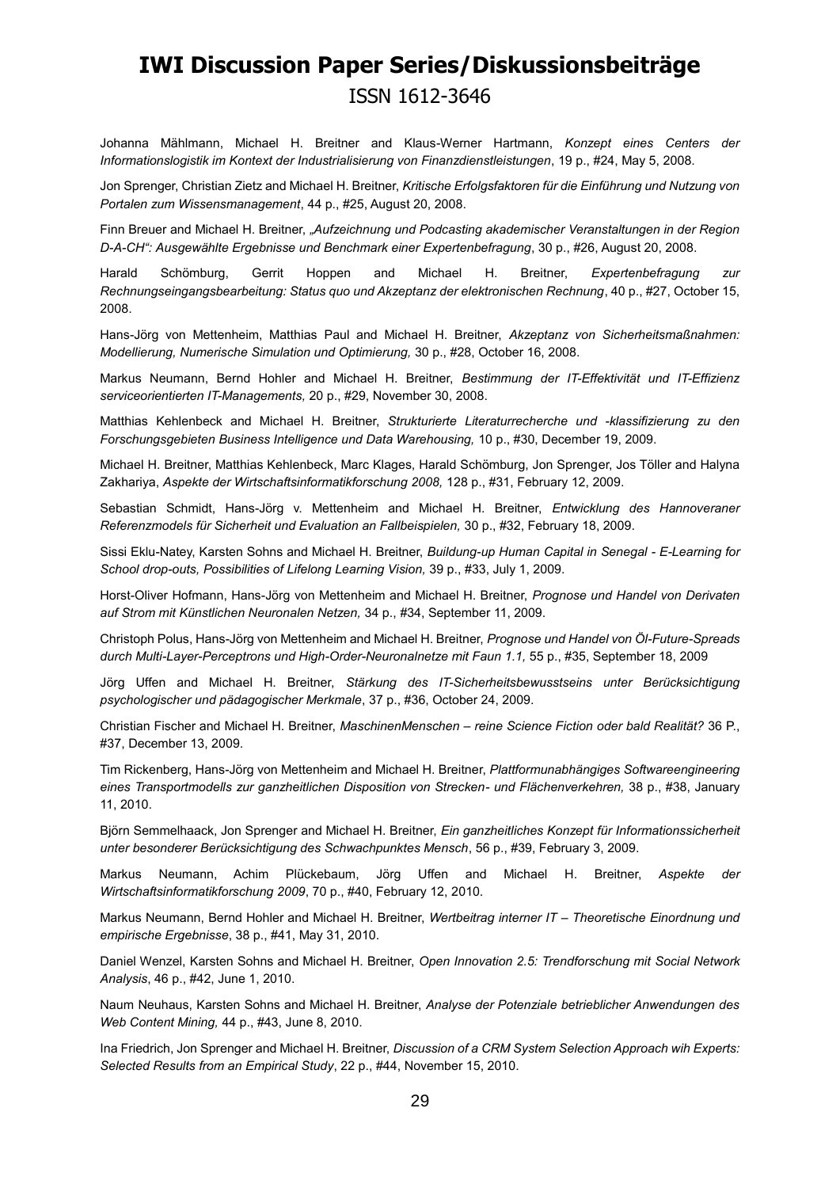# IWI Discussion Paper Series/Diskussionsbeiträge

ISSN 1612-3646

Johanna Mählmann, Michael H. Breitner and Klaus-Werner Hartmann, *Konzept eines Centers der Informationslogistik im Kontext der Industrialisierung von Finanzdienstleistungen*, 19 p., #24, May 5, 2008.

Jon Sprenger, Christian Zietz and Michael H. Breitner, *Kritische Erfolgsfaktoren für die Einführung und Nutzung von Portalen zum Wissensmanagement*, 44 p., #25, August 20, 2008.

Finn Breuer and Michael H. Breitner, *„Aufzeichnung und Podcasting akademischer Veranstaltungen in der Region D-A-CH": Ausgewählte Ergebnisse und Benchmark einer Expertenbefragung*, 30 p., #26, August 20, 2008.

Harald Schömburg, Gerrit Hoppen and Michael H. Breitner, *Expertenbefragung zur Rechnungseingangsbearbeitung: Status quo und Akzeptanz der elektronischen Rechnung*, 40 p., #27, October 15, 2008.

Hans-Jörg von Mettenheim, Matthias Paul and Michael H. Breitner, *Akzeptanz von Sicherheitsmaßnahmen: Modellierung, Numerische Simulation und Optimierung,* 30 p., #28, October 16, 2008.

Markus Neumann, Bernd Hohler and Michael H. Breitner, *Bestimmung der IT-Effektivität und IT-Effizienz serviceorientierten IT-Managements,* 20 p., #29, November 30, 2008.

Matthias Kehlenbeck and Michael H. Breitner, *Strukturierte Literaturrecherche und -klassifizierung zu den Forschungsgebieten Business Intelligence und Data Warehousing,* 10 p., #30, December 19, 2009.

Michael H. Breitner, Matthias Kehlenbeck, Marc Klages, Harald Schömburg, Jon Sprenger, Jos Töller and Halyna Zakhariya, *Aspekte der Wirtschaftsinformatikforschung 2008,* 128 p., #31, February 12, 2009.

Sebastian Schmidt, Hans-Jörg v. Mettenheim and Michael H. Breitner, *Entwicklung des Hannoveraner Referenzmodels für Sicherheit und Evaluation an Fallbeispielen,* 30 p., #32, February 18, 2009.

Sissi Eklu-Natey, Karsten Sohns and Michael H. Breitner, *Buildung-up Human Capital in Senegal - E-Learning for School drop-outs, Possibilities of Lifelong Learning Vision,* 39 p., #33, July 1, 2009.

Horst-Oliver Hofmann, Hans-Jörg von Mettenheim and Michael H. Breitner, *Prognose und Handel von Derivaten auf Strom mit Künstlichen Neuronalen Netzen,* 34 p., #34, September 11, 2009.

Christoph Polus, Hans-Jörg von Mettenheim and Michael H. Breitner, *Prognose und Handel von Öl-Future-Spreads durch Multi-Layer-Perceptrons und High-Order-Neuronalnetze mit Faun 1.1,* 55 p., #35, September 18, 2009

Jörg Uffen and Michael H. Breitner, *Stärkung des IT-Sicherheitsbewusstseins unter Berücksichtigung psychologischer und pädagogischer Merkmale*, 37 p., #36, October 24, 2009.

Christian Fischer and Michael H. Breitner, *MaschinenMenschen – reine Science Fiction oder bald Realität?* 36 P., #37, December 13, 2009.

Tim Rickenberg, Hans-Jörg von Mettenheim and Michael H. Breitner, *Plattformunabhängiges Softwareengineering eines Transportmodells zur ganzheitlichen Disposition von Strecken- und Flächenverkehren,* 38 p., #38, January 11, 2010.

Björn Semmelhaack, Jon Sprenger and Michael H. Breitner, *Ein ganzheitliches Konzept für Informationssicherheit unter besonderer Berücksichtigung des Schwachpunktes Mensch*, 56 p., #39, February 3, 2009.

Markus Neumann, Achim Plückebaum, Jörg Uffen and Michael H. Breitner, *Aspekte der Wirtschaftsinformatikforschung 2009*, 70 p., #40, February 12, 2010.

Markus Neumann, Bernd Hohler and Michael H. Breitner, *Wertbeitrag interner IT – Theoretische Einordnung und empirische Ergebnisse*, 38 p., #41, May 31, 2010.

Daniel Wenzel, Karsten Sohns and Michael H. Breitner, *Open Innovation 2.5: Trendforschung mit Social Network Analysis*, 46 p., #42, June 1, 2010.

Naum Neuhaus, Karsten Sohns and Michael H. Breitner, *Analyse der Potenziale betrieblicher Anwendungen des Web Content Mining,* 44 p., #43, June 8, 2010.

Ina Friedrich, Jon Sprenger and Michael H. Breitner, *Discussion of a CRM System Selection Approach wih Experts: Selected Results from an Empirical Study*, 22 p., #44, November 15, 2010.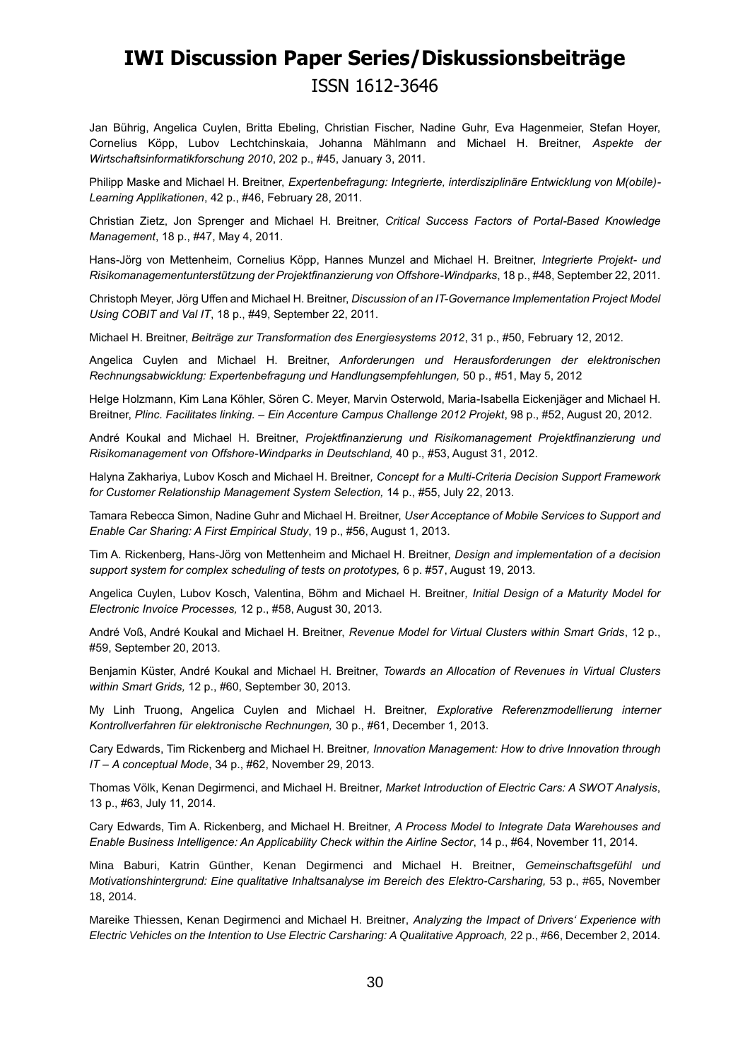# IWI Discussion Paper Series/Diskussionsbeiträge

ISSN 1612-3646

Jan Bührig, Angelica Cuylen, Britta Ebeling, Christian Fischer, Nadine Guhr, Eva Hagenmeier, Stefan Hoyer, Cornelius Köpp, Lubov Lechtchinskaia, Johanna Mählmann and Michael H. Breitner, *Aspekte der Wirtschaftsinformatikforschung 2010*, 202 p., #45, January 3, 2011.

Philipp Maske and Michael H. Breitner, *Expertenbefragung: Integrierte, interdisziplinäre Entwicklung von M(obile)-Learning Applikationen*, 42 p., #46, February 28, 2011.

Christian Zietz, Jon Sprenger and Michael H. Breitner, *Critical Success Factors of Portal-Based Knowledge Management*, 18 p., #47, May 4, 2011.

Hans-Jörg von Mettenheim, Cornelius Köpp, Hannes Munzel and Michael H. Breitner, *Integrierte Projekt- und Risikomanagementunterstützung der Projektfinanzierung von Offshore-Windparks*, 18 p., #48, September 22, 2011.

Christoph Meyer, Jörg Uffen and Michael H. Breitner, *Discussion of an IT-Governance Implementation Project Model Using COBIT and Val IT*, 18 p., #49, September 22, 2011.

Michael H. Breitner, *Beiträge zur Transformation des Energiesystems 2012*, 31 p., #50, February 12, 2012.

Angelica Cuylen and Michael H. Breitner, *Anforderungen und Herausforderungen der elektronischen Rechnungsabwicklung: Expertenbefragung und Handlungsempfehlungen,* 50 p., #51, May 5, 2012

Helge Holzmann, Kim Lana Köhler, Sören C. Meyer, Marvin Osterwold, Maria-Isabella Eickenjäger and Michael H. Breitner, *Plinc. Facilitates linking. – Ein Accenture Campus Challenge 2012 Projekt*, 98 p., #52, August 20, 2012.

André Koukal and Michael H. Breitner, *Projektfinanzierung und Risikomanagement Projektfinanzierung und Risikomanagement von Offshore-Windparks in Deutschland,* 40 p., #53, August 31, 2012.

Halyna Zakhariya, Lubov Kosch and Michael H. Breitner*, Concept for a Multi-Criteria Decision Support Framework for Customer Relationship Management System Selection,* 14 p., #55, July 22, 2013.

Tamara Rebecca Simon, Nadine Guhr and Michael H. Breitner, *User Acceptance of Mobile Services to Support and Enable Car Sharing: A First Empirical Study*, 19 p., #56, August 1, 2013.

Tim A. Rickenberg, Hans-Jörg von Mettenheim and Michael H. Breitner, *Design and implementation of a decision support system for complex scheduling of tests on prototypes,* 6 p. #57, August 19, 2013.

Angelica Cuylen, Lubov Kosch, Valentina, Böhm and Michael H. Breitner*, Initial Design of a Maturity Model for Electronic Invoice Processes,* 12 p., #58, August 30, 2013.

André Voß, André Koukal and Michael H. Breitner, *Revenue Model for Virtual Clusters within Smart Grids*, 12 p., #59, September 20, 2013.

Benjamin Küster, André Koukal and Michael H. Breitner, *Towards an Allocation of Revenues in Virtual Clusters within Smart Grids,* 12 p., #60, September 30, 2013.

My Linh Truong, Angelica Cuylen and Michael H. Breitner, *Explorative Referenzmodellierung interner Kontrollverfahren für elektronische Rechnungen,* 30 p., #61, December 1, 2013.

Cary Edwards, Tim Rickenberg and Michael H. Breitner*, Innovation Management: How to drive Innovation through IT – A conceptual Mode*, 34 p., #62, November 29, 2013.

Thomas Völk, Kenan Degirmenci, and Michael H. Breitner*, Market Introduction of Electric Cars: A SWOT Analysis*, 13 p., #63, July 11, 2014.

Cary Edwards, Tim A. Rickenberg, and Michael H. Breitner, *A Process Model to Integrate Data Warehouses and Enable Business Intelligence: An Applicability Check within the Airline Sector*, 14 p., #64, November 11, 2014.

Mina Baburi, Katrin Günther, Kenan Degirmenci and Michael H. Breitner, *Gemeinschaftsgefühl und Motivationshintergrund: Eine qualitative Inhaltsanalyse im Bereich des Elektro-Carsharing,* 53 p., #65, November 18, 2014.

Mareike Thiessen, Kenan Degirmenci and Michael H. Breitner, *Analyzing the Impact of Drivers' Experience with Electric Vehicles on the Intention to Use Electric Carsharing: A Qualitative Approach,* 22 p., #66, December 2, 2014.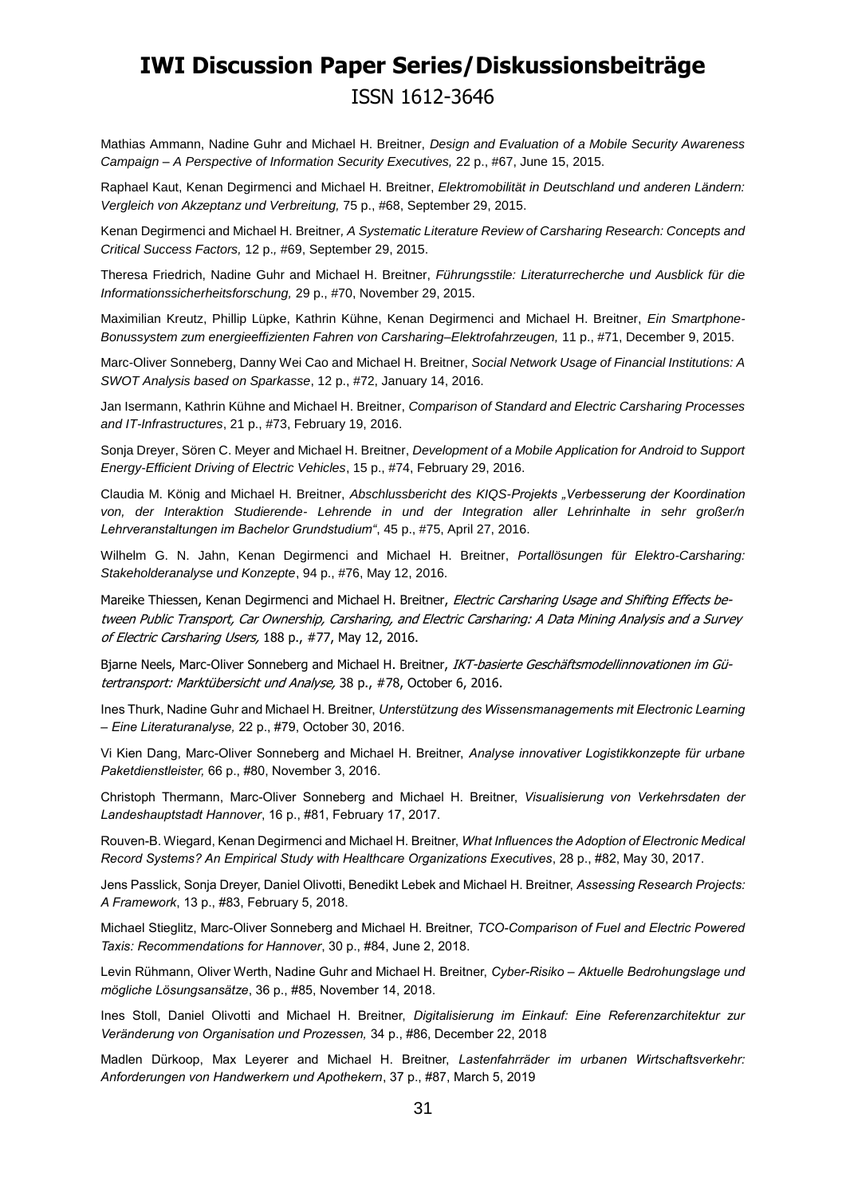# IWI Discussion Paper Series/Diskussionsbeiträge

ISSN 1612-3646

Mathias Ammann, Nadine Guhr and Michael H. Breitner, *Design and Evaluation of a Mobile Security Awareness Campaign – A Perspective of Information Security Executives,* 22 p., #67, June 15, 2015.

Raphael Kaut, Kenan Degirmenci and Michael H. Breitner, *Elektromobilität in Deutschland und anderen Ländern: Vergleich von Akzeptanz und Verbreitung,* 75 p., #68, September 29, 2015.

Kenan Degirmenci and Michael H. Breitner*, A Systematic Literature Review of Carsharing Research: Concepts and Critical Success Factors,* 12 p.*,* #69, September 29, 2015.

Theresa Friedrich, Nadine Guhr and Michael H. Breitner, *Führungsstile: Literaturrecherche und Ausblick für die Informationssicherheitsforschung,* 29 p., #70, November 29, 2015.

Maximilian Kreutz, Phillip Lüpke, Kathrin Kühne, Kenan Degirmenci and Michael H. Breitner, *Ein Smartphone-Bonussystem zum energieeffizienten Fahren von Carsharing–Elektrofahrzeugen,* 11 p., #71, December 9, 2015.

Marc-Oliver Sonneberg, Danny Wei Cao and Michael H. Breitner, *Social Network Usage of Financial Institutions: A SWOT Analysis based on Sparkasse*, 12 p., #72, January 14, 2016.

Jan Isermann, Kathrin Kühne and Michael H. Breitner, *Comparison of Standard and Electric Carsharing Processes and IT-Infrastructures*, 21 p., #73, February 19, 2016.

Sonja Dreyer, Sören C. Meyer and Michael H. Breitner, *Development of a Mobile Application for Android to Support Energy-Efficient Driving of Electric Vehicles*, 15 p., #74, February 29, 2016.

Claudia M. König and Michael H. Breitner, *Abschlussbericht des KIQS-Projekts „Verbesserung der Koordination von, der Interaktion Studierende- Lehrende in und der Integration aller Lehrinhalte in sehr großer/n Lehrveranstaltungen im Bachelor Grundstudium"*, 45 p., #75, April 27, 2016.

Wilhelm G. N. Jahn, Kenan Degirmenci and Michael H. Breitner, *Portallösungen für Elektro-Carsharing: Stakeholderanalyse und Konzepte*, 94 p., #76, May 12, 2016.

Mareike Thiessen, Kenan Degirmenci and Michael H. Breitner, *Electric Carsharing Usage and Shifting Effects between Public Transport, Car Ownership, Carsharing, and Electric Carsharing: A Data Mining Analysis and a Survey of Electric Carsharing Users,* 188 p., #77, May 12, 2016.

Bjarne Neels, Marc-Oliver Sonneberg and Michael H. Breitner, *IKT-basierte Geschäftsmodellinnovationen im Gütertransport: Marktübersicht und Analyse,* 38 p., #78, October 6, 2016.

Ines Thurk, Nadine Guhr and Michael H. Breitner, *Unterstützung des Wissensmanagements mit Electronic Learning – Eine Literaturanalyse,* 22 p., #79, October 30, 2016.

Vi Kien Dang, Marc-Oliver Sonneberg and Michael H. Breitner, *Analyse innovativer Logistikkonzepte für urbane Paketdienstleister,* 66 p., #80, November 3, 2016.

Christoph Thermann, Marc-Oliver Sonneberg and Michael H. Breitner, *Visualisierung von Verkehrsdaten der Landeshauptstadt Hannover*, 16 p., #81, February 17, 2017.

Rouven-B. Wiegard, Kenan Degirmenci and Michael H. Breitner, *What Influences the Adoption of Electronic Medical Record Systems? An Empirical Study with Healthcare Organizations Executives*, 28 p., #82, May 30, 2017.

Jens Passlick, Sonja Dreyer, Daniel Olivotti, Benedikt Lebek and Michael H. Breitner, *Assessing Research Projects: A Framework*, 13 p., #83, February 5, 2018.

Michael Stieglitz, Marc-Oliver Sonneberg and Michael H. Breitner, *TCO-Comparison of Fuel and Electric Powered Taxis: Recommendations for Hannover*, 30 p., #84, June 2, 2018.

Levin Rühmann, Oliver Werth, Nadine Guhr and Michael H. Breitner, *Cyber-Risiko – Aktuelle Bedrohungslage und mögliche Lösungsansätze*, 36 p., #85, November 14, 2018.

Ines Stoll, Daniel Olivotti and Michael H. Breitner, *Digitalisierung im Einkauf: Eine Referenzarchitektur zur Veränderung von Organisation und Prozessen,* 34 p., #86, December 22, 2018

Madlen Dürkoop, Max Leyerer and Michael H. Breitner, *Lastenfahrräder im urbanen Wirtschaftsverkehr: Anforderungen von Handwerkern und Apothekern*, 37 p., #87, March 5, 2019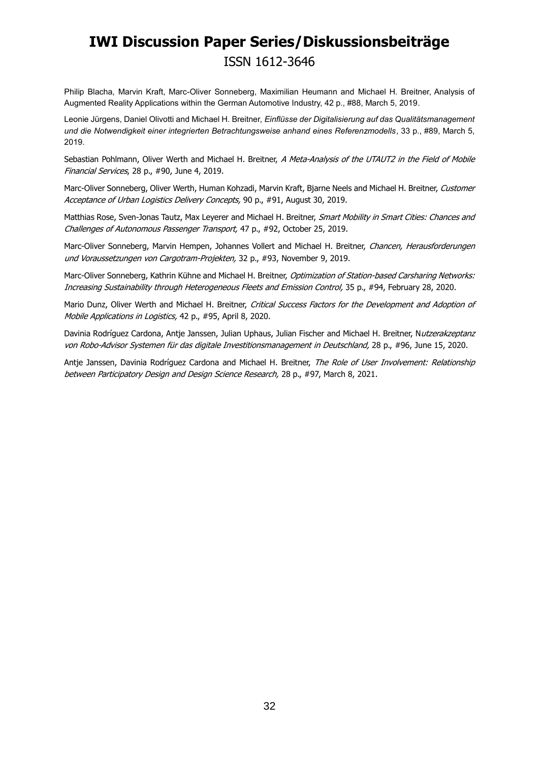# IWI Discussion Paper Series/Diskussionsbeiträge

ISSN 1612-3646

Philip Blacha, Marvin Kraft, Marc-Oliver Sonneberg, Maximilian Heumann and Michael H. Breitner, Analysis of Augmented Reality Applications within the German Automotive Industry, 42 p., #88, March 5, 2019.

Leonie Jürgens, Daniel Olivotti and Michael H. Breitner, *Einflüsse der Digitalisierung auf das Qualitätsmanagement und die Notwendigkeit einer integrierten Betrachtungsweise anhand eines Referenzmodells*, 33 p., #89, March 5, 2019.

Sebastian Pohlmann, Oliver Werth and Michael H. Breitner, *A Meta-Analysis of the UTAUT2 in the Field of Mobile Financial Services*, 28 p., #90, June 4, 2019.

Marc-Oliver Sonneberg, Oliver Werth, Human Kohzadi, Marvin Kraft, Bjarne Neels and Michael H. Breitner, *Customer Acceptance of Urban Logistics Delivery Concepts,* 90 p., #91, August 30, 2019.

Matthias Rose, Sven-Jonas Tautz, Max Leyerer and Michael H. Breitner, *Smart Mobility in Smart Cities: Chances and Challenges of Autonomous Passenger Transport,* 47 p., #92, October 25, 2019.

Marc-Oliver Sonneberg, Marvin Hempen, Johannes Vollert and Michael H. Breitner, *Chancen, Herausforderungen und Voraussetzungen von Cargotram-Projekten,* 32 p., #93, November 9, 2019.

Marc-Oliver Sonneberg, Kathrin Kühne and Michael H. Breitner, *Optimization of Station-based Carsharing Networks: Increasing Sustainability through Heterogeneous Fleets and Emission Control,* 35 p., #94, February 28, 2020.

Mario Dunz, Oliver Werth and Michael H. Breitner, *Critical Success Factors for the Development and Adoption of Mobile Applications in Logistics,* 42 p., #95, April 8, 2020.

Davinia Rodríguez Cardona, Antje Janssen, Julian Uphaus, Julian Fischer and Michael H. Breitner, N*utzerakzeptanz von Robo-Advisor Systemen für das digitale Investitionsmanagement in Deutschland,* 28 p., #96, June 15, 2020.

Antje Janssen, Davinia Rodríguez Cardona and Michael H. Breitner, *The Role of User Involvement: Relationship between Participatory Design and Design Science Research,* 28 p., #97, March 8, 2021.